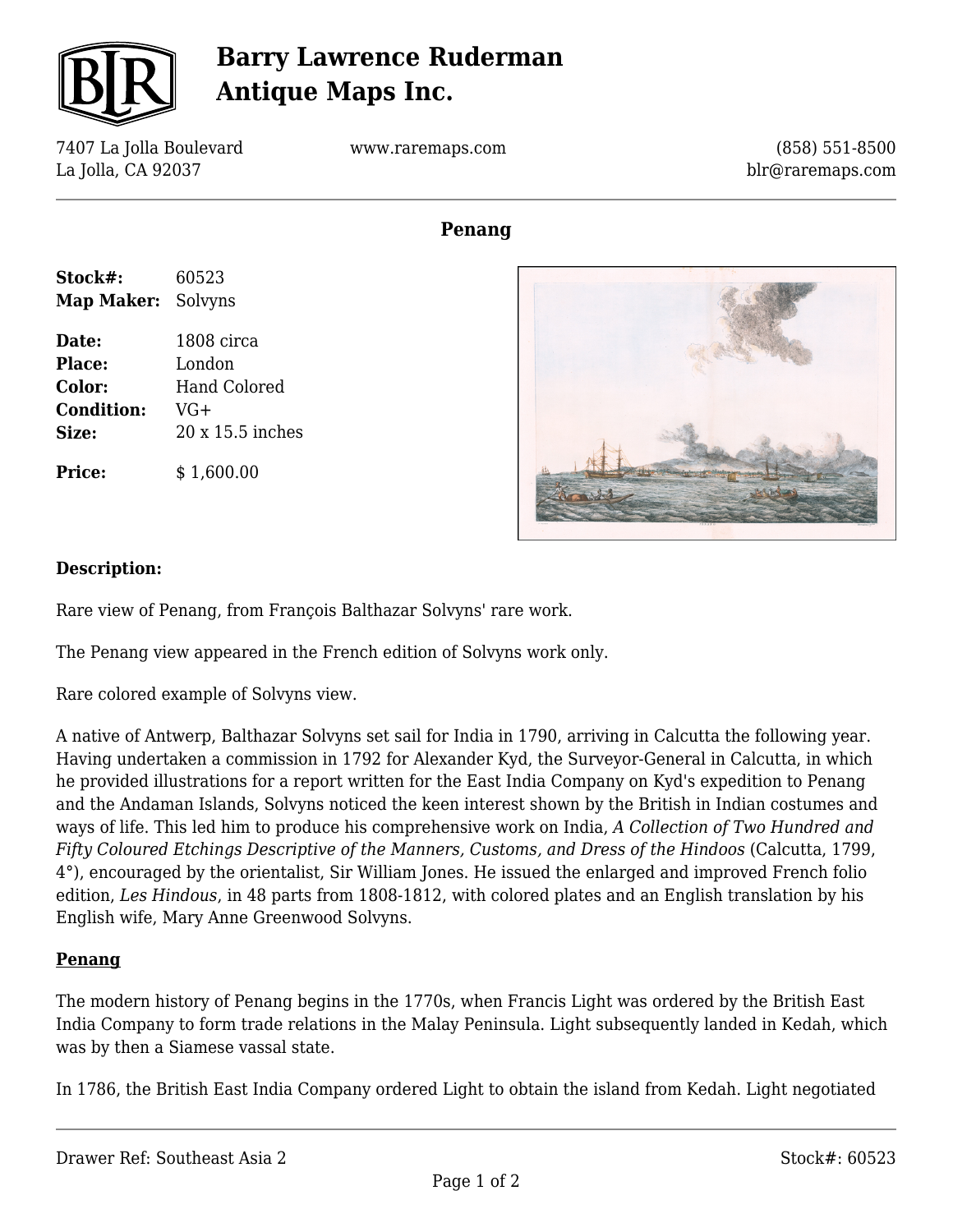# Barry Lawrence Ruderman Antique Maps Inc.

7407 La Jolla Boulevard
La Jolla, CA 92037

www.raremaps.com

(858) 551-8500
blr@raremaps.com

## Penang

**Stock#:** 60523
**Map Maker:** Solvyns

**Date:** 1808 circa
**Place:** London
**Color:** Hand Colored
**Condition:** VG+
**Size:** 20 x 15.5 inches

**Price:** $ 1,600.00

### Description:

Rare view of Penang, from François Balthazar Solvyns' rare work.

The Penang view appeared in the French edition of Solvyns work only.

Rare colored example of Solvyns view.

A native of Antwerp, Balthazar Solvyns set sail for India in 1790, arriving in Calcutta the following year. Having undertaken a commission in 1792 for Alexander Kyd, the Surveyor-General in Calcutta, in which he provided illustrations for a report written for the East India Company on Kyd's expedition to Penang and the Andaman Islands, Solvyns noticed the keen interest shown by the British in Indian costumes and ways of life. This led him to produce his comprehensive work on India, *A Collection of Two Hundred and Fifty Coloured Etchings Descriptive of the Manners, Customs, and Dress of the Hindoos* (Calcutta, 1799, 4°), encouraged by the orientalist, Sir William Jones. He issued the enlarged and improved French folio edition, *Les Hindous*, in 48 parts from 1808-1812, with colored plates and an English translation by his English wife, Mary Anne Greenwood Solvyns.

**Penang**

The modern history of Penang begins in the 1770s, when Francis Light was ordered by the British East India Company to form trade relations in the Malay Peninsula. Light subsequently landed in Kedah, which was by then a Siamese vassal state.

In 1786, the British East India Company ordered Light to obtain the island from Kedah. Light negotiated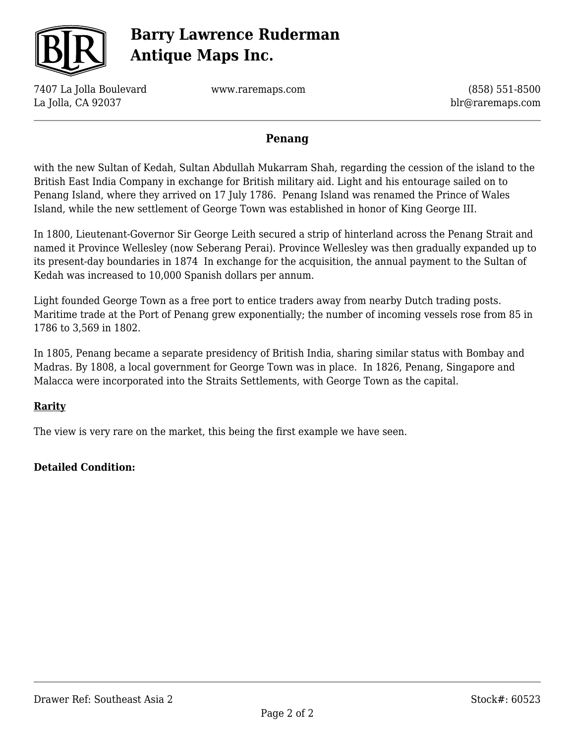## Penang

with the new Sultan of Kedah, Sultan Abdullah Mukarram Shah, regarding the cession of the island to the British East India Company in exchange for British military aid. Light and his entourage sailed on to Penang Island, where they arrived on 17 July 1786. Penang Island was renamed the Prince of Wales Island, while the new settlement of George Town was established in honor of King George III.

In 1800, Lieutenant-Governor Sir George Leith secured a strip of hinterland across the Penang Strait and named it Province Wellesley (now Seberang Perai). Province Wellesley was then gradually expanded up to its present-day boundaries in 1874 In exchange for the acquisition, the annual payment to the Sultan of Kedah was increased to 10,000 Spanish dollars per annum.

Light founded George Town as a free port to entice traders away from nearby Dutch trading posts. Maritime trade at the Port of Penang grew exponentially; the number of incoming vessels rose from 85 in 1786 to 3,569 in 1802.

In 1805, Penang became a separate presidency of British India, sharing similar status with Bombay and Madras. By 1808, a local government for George Town was in place. In 1826, Penang, Singapore and Malacca were incorporated into the Straits Settlements, with George Town as the capital.

**Rarity**

The view is very rare on the market, this being the first example we have seen.

**Detailed Condition:**

Drawer Ref: Southeast Asia 2

Stock#: 60523